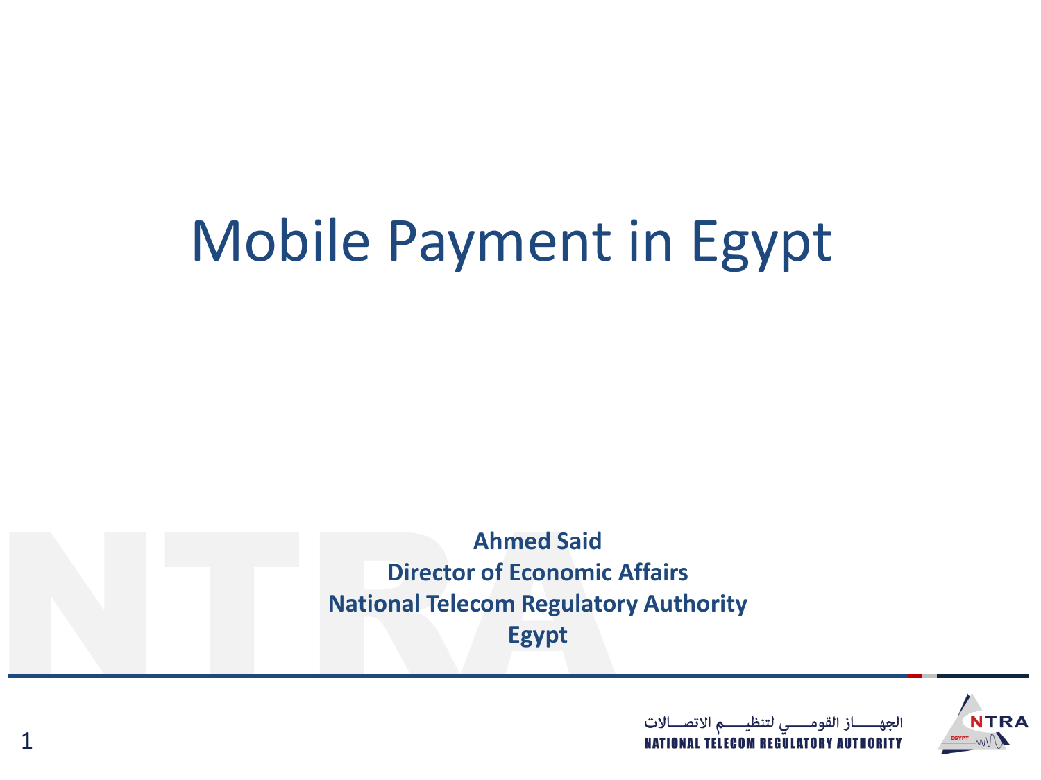# Mobile Payment in Egypt

**Ahmed Said**
**Director of Economic Affairs**
**National Telecom Regulatory Authority**
**Egypt**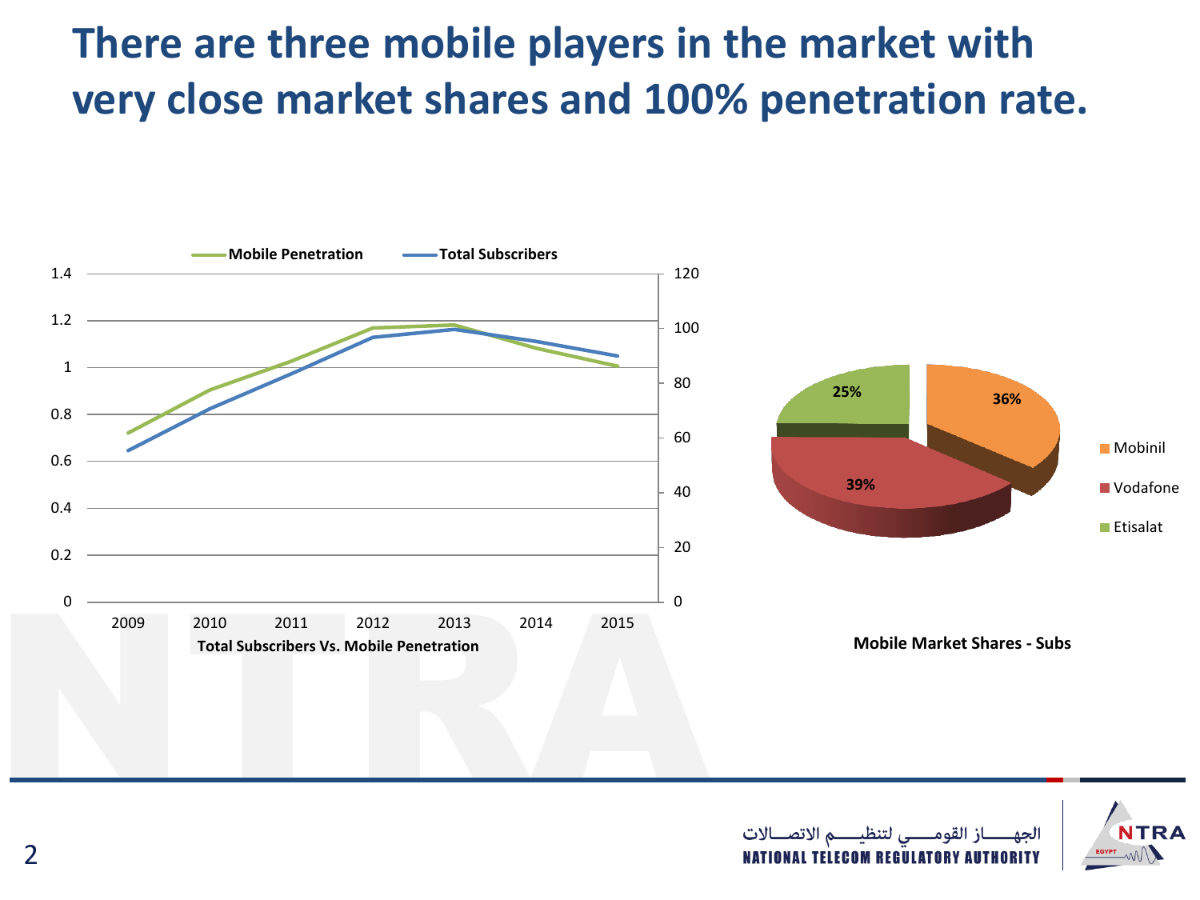# There are three mobile players in the market with very close market shares and 100% penetration rate.

Total Subscribers Vs. Mobile Penetration

Mobile Market Shares - Subs

| Operator | Share |
| --- | --- |
| Mobinil | 36% |
| Vodafone | 39% |
| Etisalat | 25% |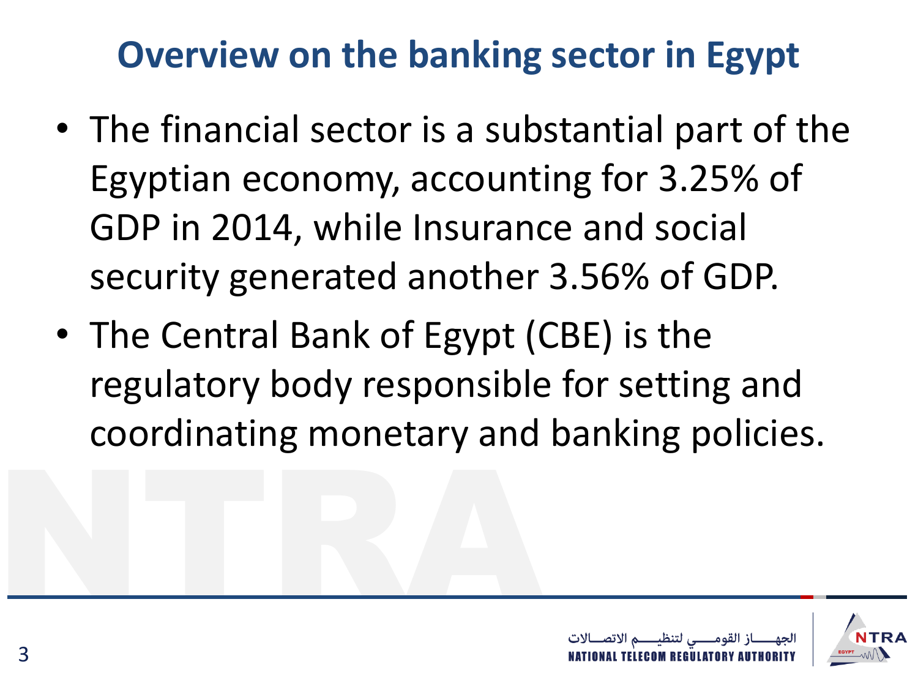# Overview on the banking sector in Egypt

- The financial sector is a substantial part of the Egyptian economy, accounting for 3.25% of GDP in 2014, while Insurance and social security generated another 3.56% of GDP.
- The Central Bank of Egypt (CBE) is the regulatory body responsible for setting and coordinating monetary and banking policies.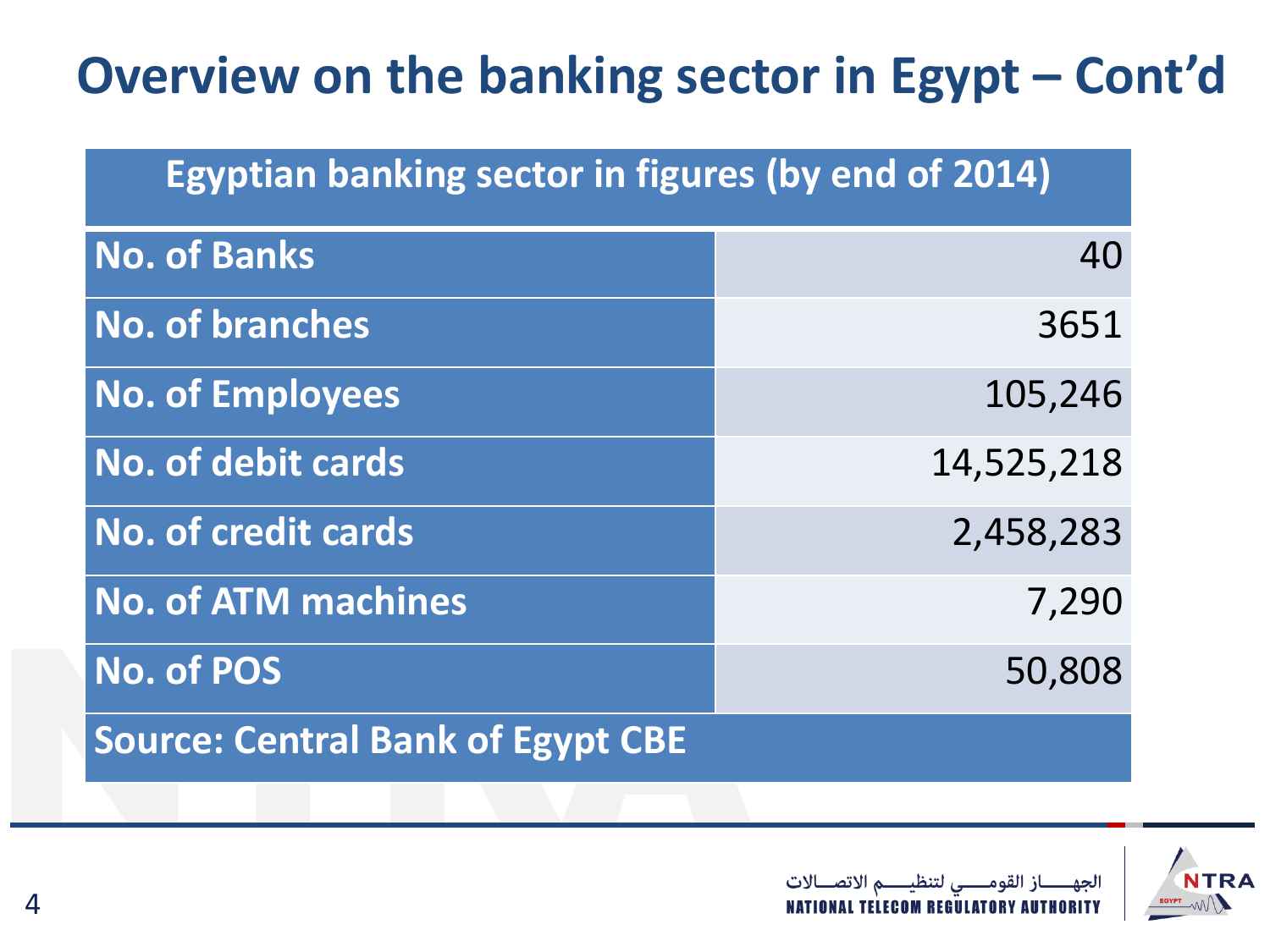# Overview on the banking sector in Egypt – Cont'd

| Egyptian banking sector in figures (by end of 2014) | |
|---|---|
| No. of Banks | 40 |
| No. of branches | 3651 |
| No. of Employees | 105,246 |
| No. of debit cards | 14,525,218 |
| No. of credit cards | 2,458,283 |
| No. of ATM machines | 7,290 |
| No. of POS | 50,808 |
| Source: Central Bank of Egypt CBE | |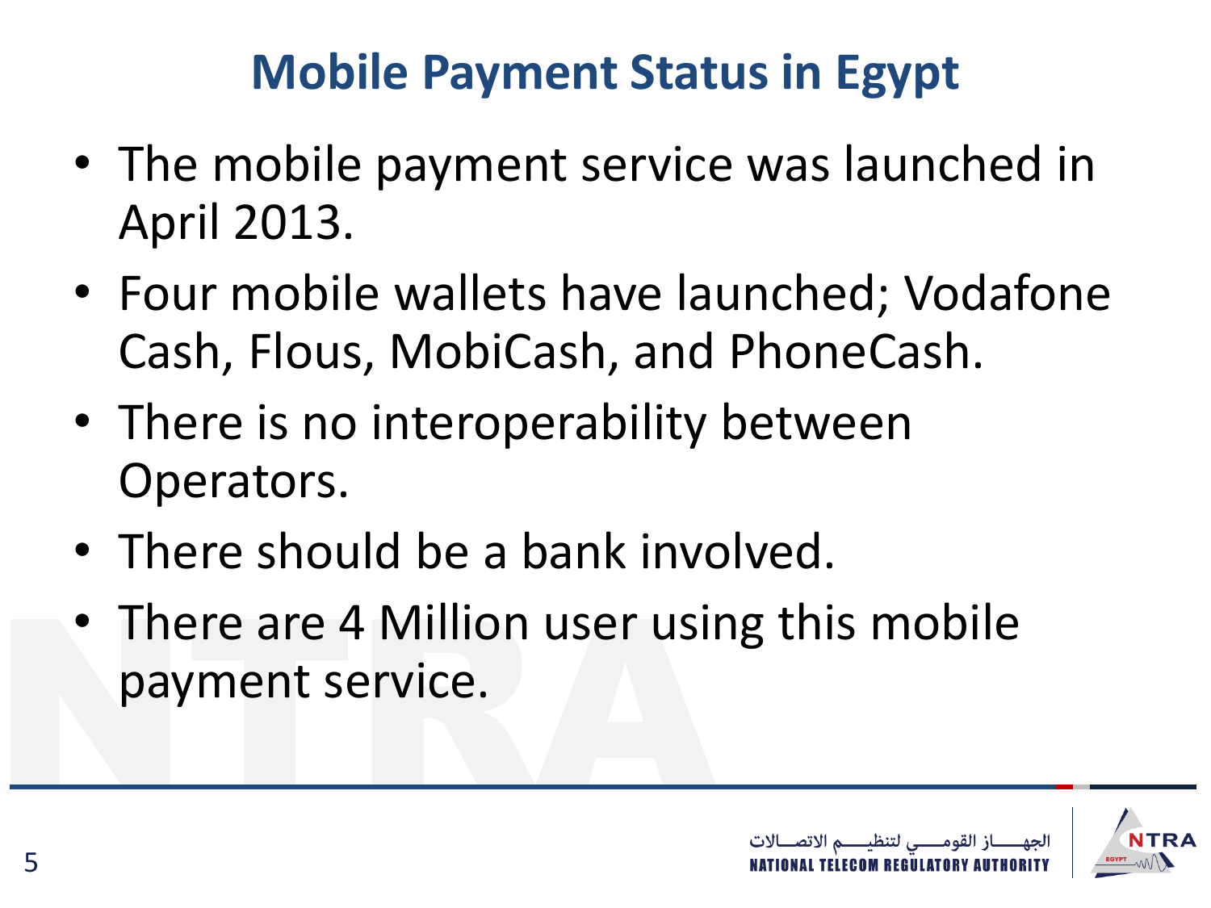# Mobile Payment Status in Egypt

- The mobile payment service was launched in April 2013.
- Four mobile wallets have launched; Vodafone Cash, Flous, MobiCash, and PhoneCash.
- There is no interoperability between Operators.
- There should be a bank involved.
- There are 4 Million user using this mobile payment service.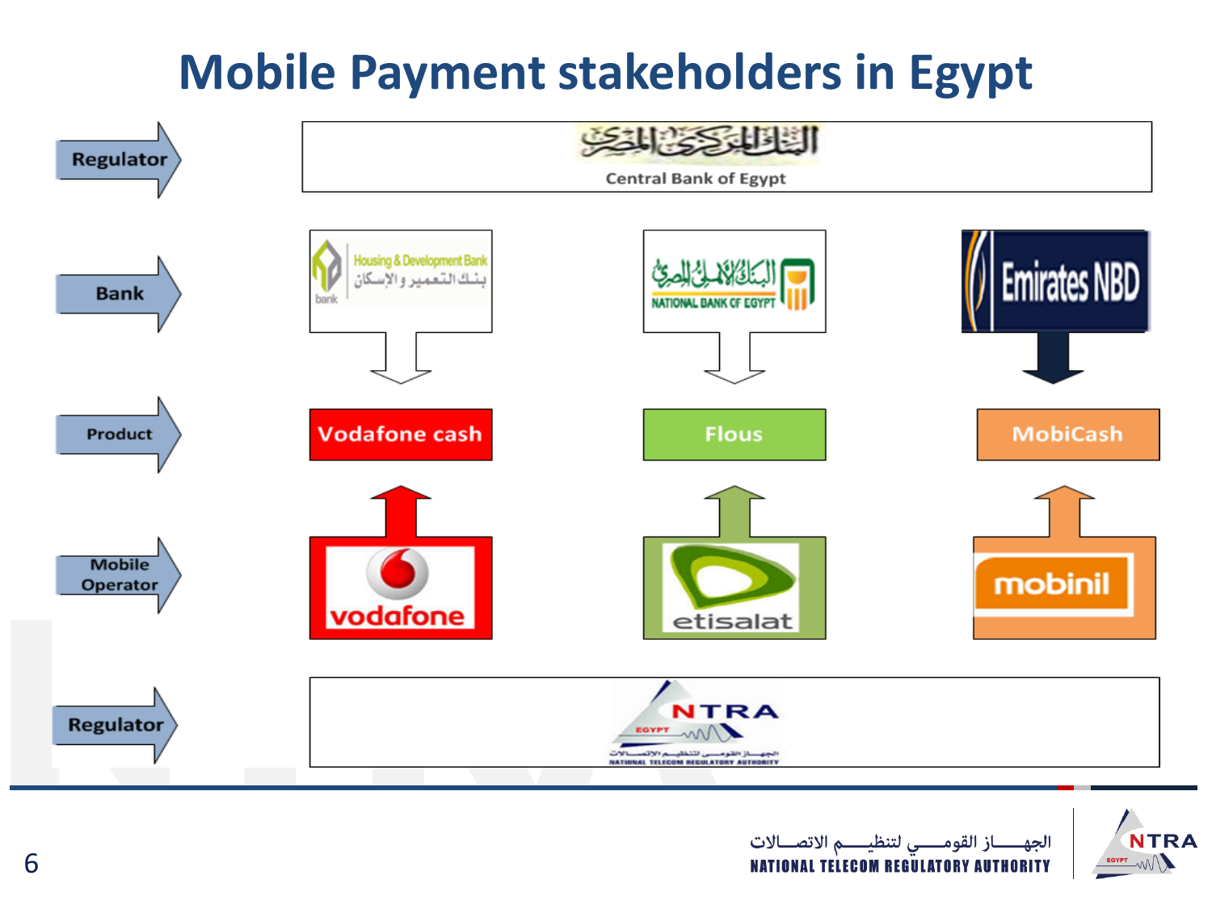# Mobile Payment stakeholders in Egypt

| | | | |
|---|---|---|---|
| Regulator | Central Bank of Egypt | | |
| Bank | Housing & Development Bank | National Bank of Egypt | Emirates NBD |
| Product | Vodafone cash | Flous | MobiCash |
| Mobile Operator | vodafone | etisalat | mobinil |
| Regulator | NTRA | | |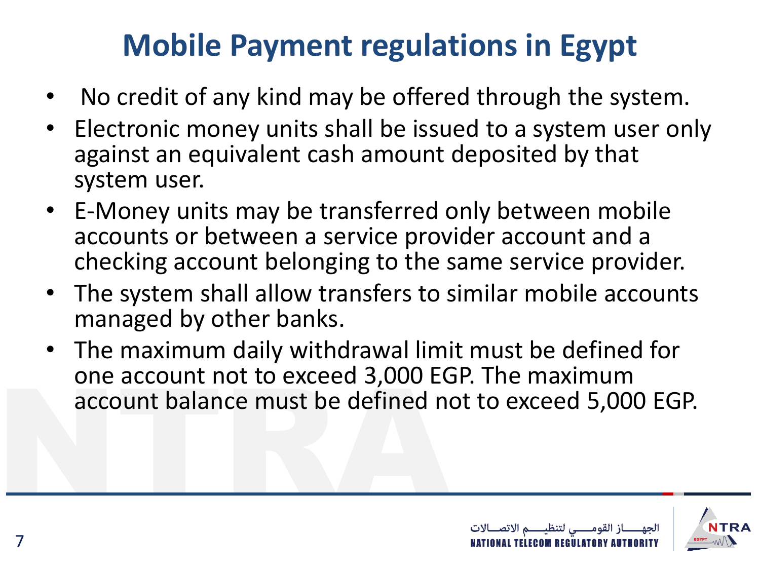# Mobile Payment regulations in Egypt

- No credit of any kind may be offered through the system.
- Electronic money units shall be issued to a system user only against an equivalent cash amount deposited by that system user.
- E-Money units may be transferred only between mobile accounts or between a service provider account and a checking account belonging to the same service provider.
- The system shall allow transfers to similar mobile accounts managed by other banks.
- The maximum daily withdrawal limit must be defined for one account not to exceed 3,000 EGP. The maximum account balance must be defined not to exceed 5,000 EGP.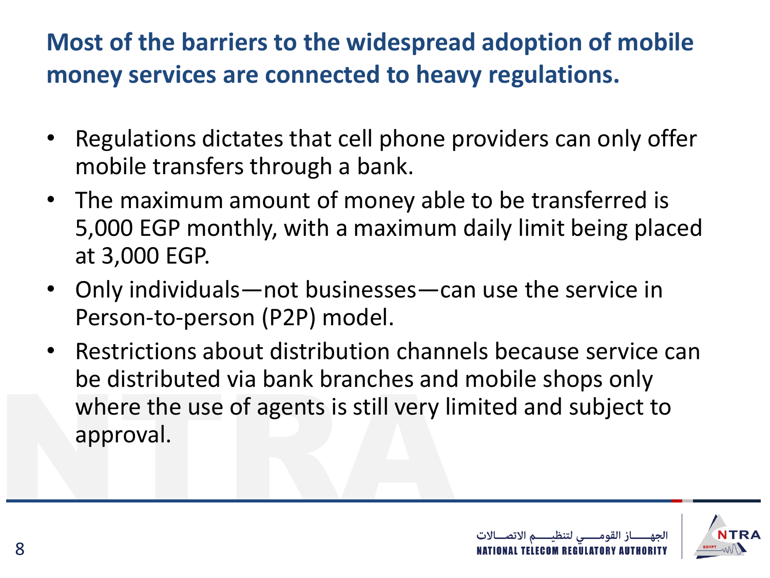## Most of the barriers to the widespread adoption of mobile money services are connected to heavy regulations.

- Regulations dictates that cell phone providers can only offer mobile transfers through a bank.
- The maximum amount of money able to be transferred is 5,000 EGP monthly, with a maximum daily limit being placed at 3,000 EGP.
- Only individuals—not businesses—can use the service in Person-to-person (P2P) model.
- Restrictions about distribution channels because service can be distributed via bank branches and mobile shops only where the use of agents is still very limited and subject to approval.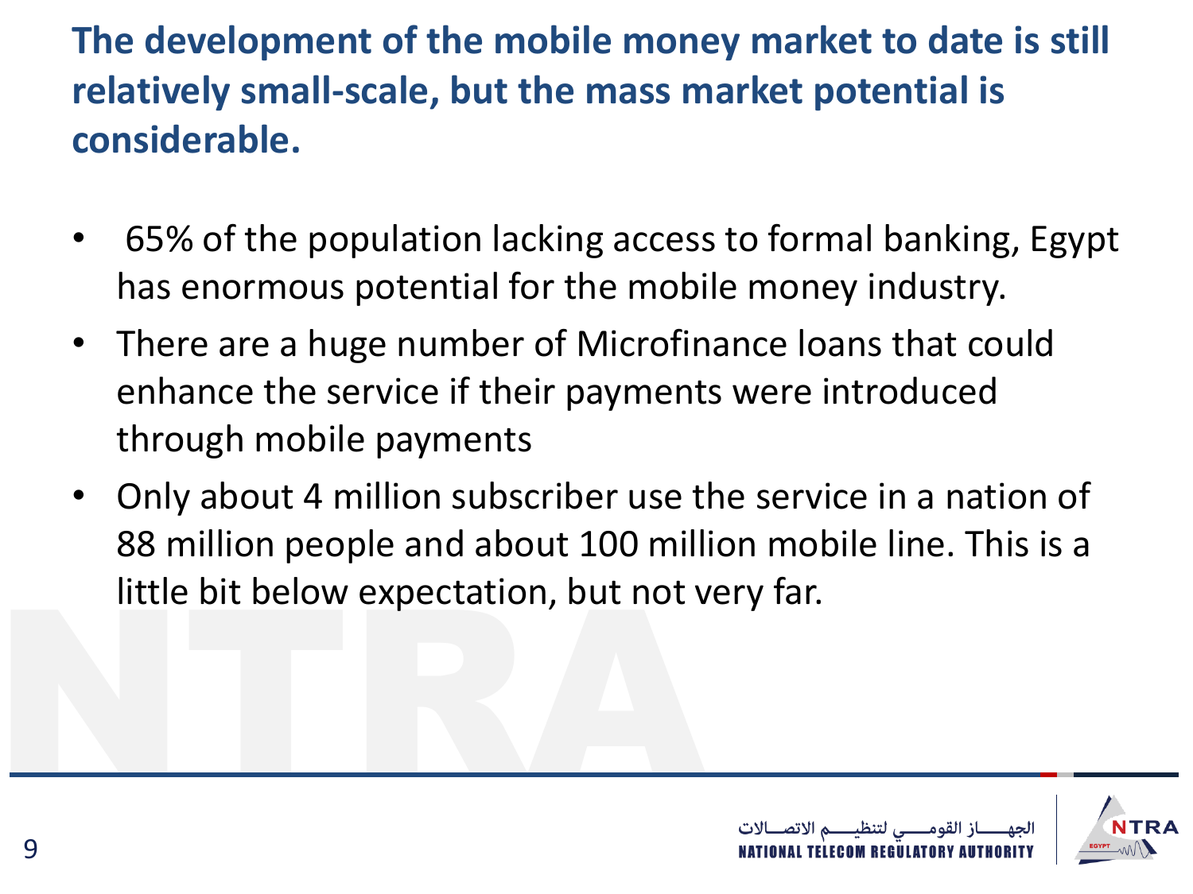## The development of the mobile money market to date is still relatively small-scale, but the mass market potential is considerable.

- 65% of the population lacking access to formal banking, Egypt has enormous potential for the mobile money industry.
- There are a huge number of Microfinance loans that could enhance the service if their payments were introduced through mobile payments
- Only about 4 million subscriber use the service in a nation of 88 million people and about 100 million mobile line. This is a little bit below expectation, but not very far.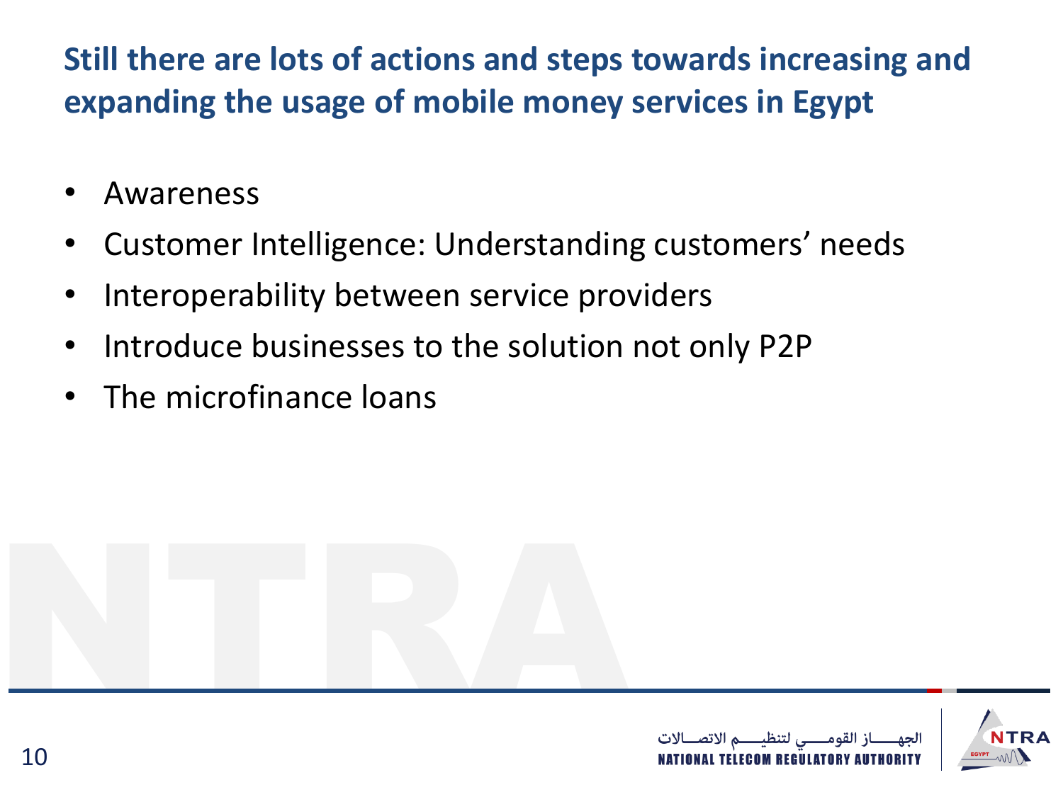## Still there are lots of actions and steps towards increasing and expanding the usage of mobile money services in Egypt

- Awareness
- Customer Intelligence: Understanding customers' needs
- Interoperability between service providers
- Introduce businesses to the solution not only P2P
- The microfinance loans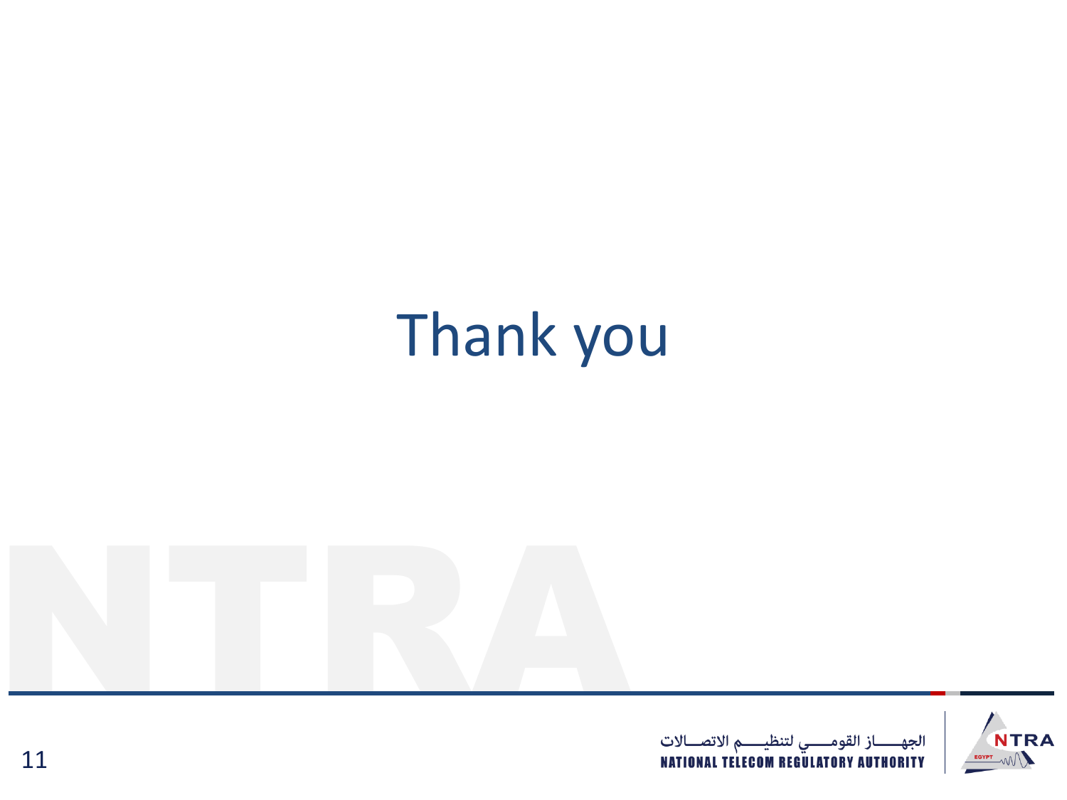# Thank you